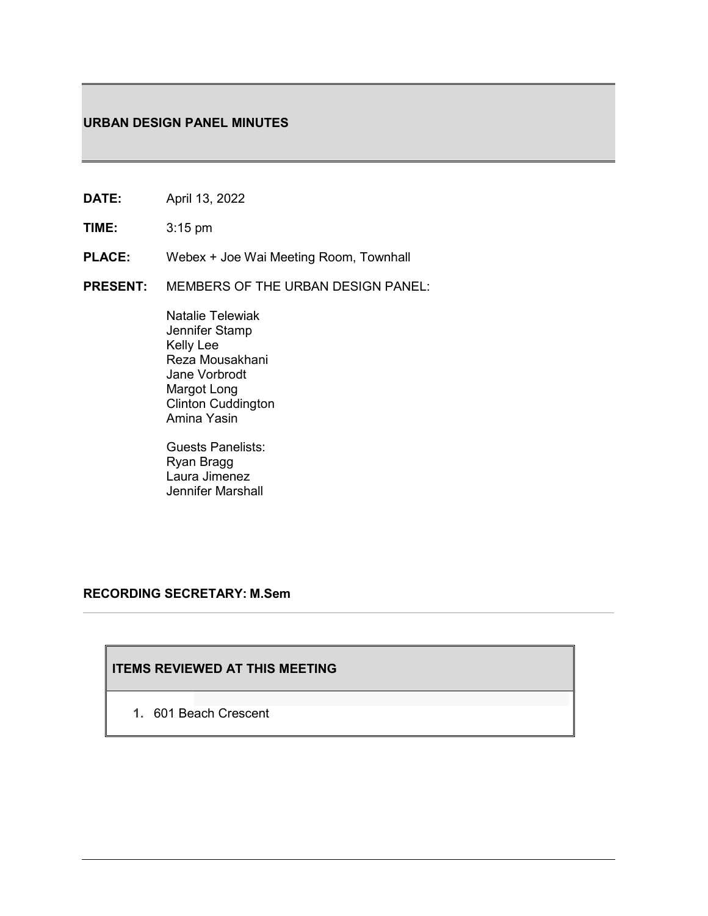# URBAN DESIGN PANEL MINUTES

**DATE:** April 13, 2022

**TIME:** 3:15 pm

**PLACE:** Webex + Joe Wai Meeting Room, Townhall

**PRESENT:** MEMBERS OF THE URBAN DESIGN PANEL:

Natalie Telewiak
Jennifer Stamp
Kelly Lee
Reza Mousakhani
Jane Vorbrodt
Margot Long
Clinton Cuddington
Amina Yasin

Guests Panelists:
Ryan Bragg
Laura Jimenez
Jennifer Marshall

**RECORDING SECRETARY: M.Sem**

---

## ITEMS REVIEWED AT THIS MEETING

1. 601 Beach Crescent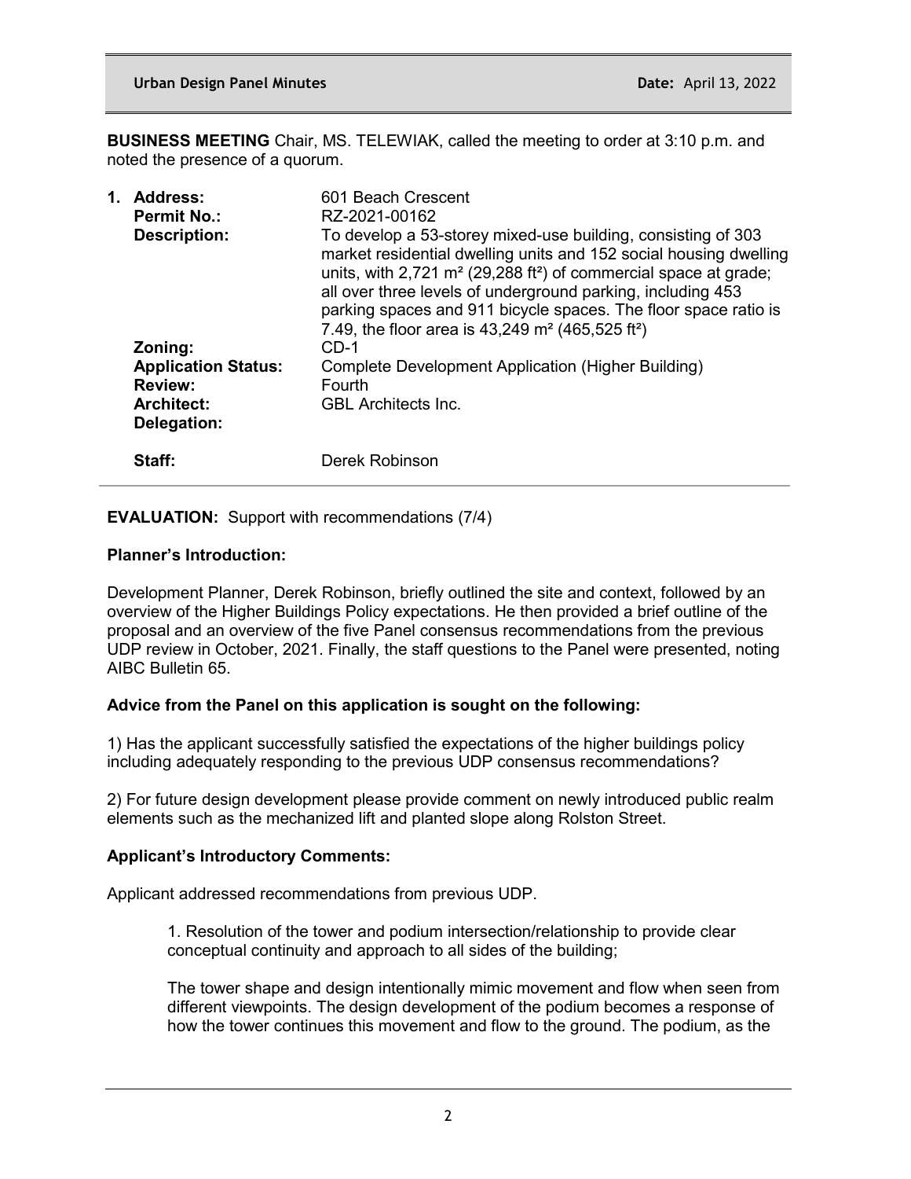**BUSINESS MEETING** Chair, MS. TELEWIAK, called the meeting to order at 3:10 p.m. and noted the presence of a quorum.

1. **Address:** 601 Beach Crescent
   **Permit No.:** RZ-2021-00162
   **Description:** To develop a 53-storey mixed-use building, consisting of 303 market residential dwelling units and 152 social housing dwelling units, with 2,721 m² (29,288 ft²) of commercial space at grade; all over three levels of underground parking, including 453 parking spaces and 911 bicycle spaces. The floor space ratio is 7.49, the floor area is 43,249 m² (465,525 ft²)
   **Zoning:** CD-1
   **Application Status:** Complete Development Application (Higher Building)
   **Review:** Fourth
   **Architect:** GBL Architects Inc.
   **Delegation:**
   **Staff:** Derek Robinson

**EVALUATION:** Support with recommendations (7/4)

**Planner's Introduction:**

Development Planner, Derek Robinson, briefly outlined the site and context, followed by an overview of the Higher Buildings Policy expectations. He then provided a brief outline of the proposal and an overview of the five Panel consensus recommendations from the previous UDP review in October, 2021. Finally, the staff questions to the Panel were presented, noting AIBC Bulletin 65.

**Advice from the Panel on this application is sought on the following:**

1) Has the applicant successfully satisfied the expectations of the higher buildings policy including adequately responding to the previous UDP consensus recommendations?

2) For future design development please provide comment on newly introduced public realm elements such as the mechanized lift and planted slope along Rolston Street.

**Applicant's Introductory Comments:**

Applicant addressed recommendations from previous UDP.

> 1. Resolution of the tower and podium intersection/relationship to provide clear conceptual continuity and approach to all sides of the building;
>
> The tower shape and design intentionally mimic movement and flow when seen from different viewpoints. The design development of the podium becomes a response of how the tower continues this movement and flow to the ground. The podium, as the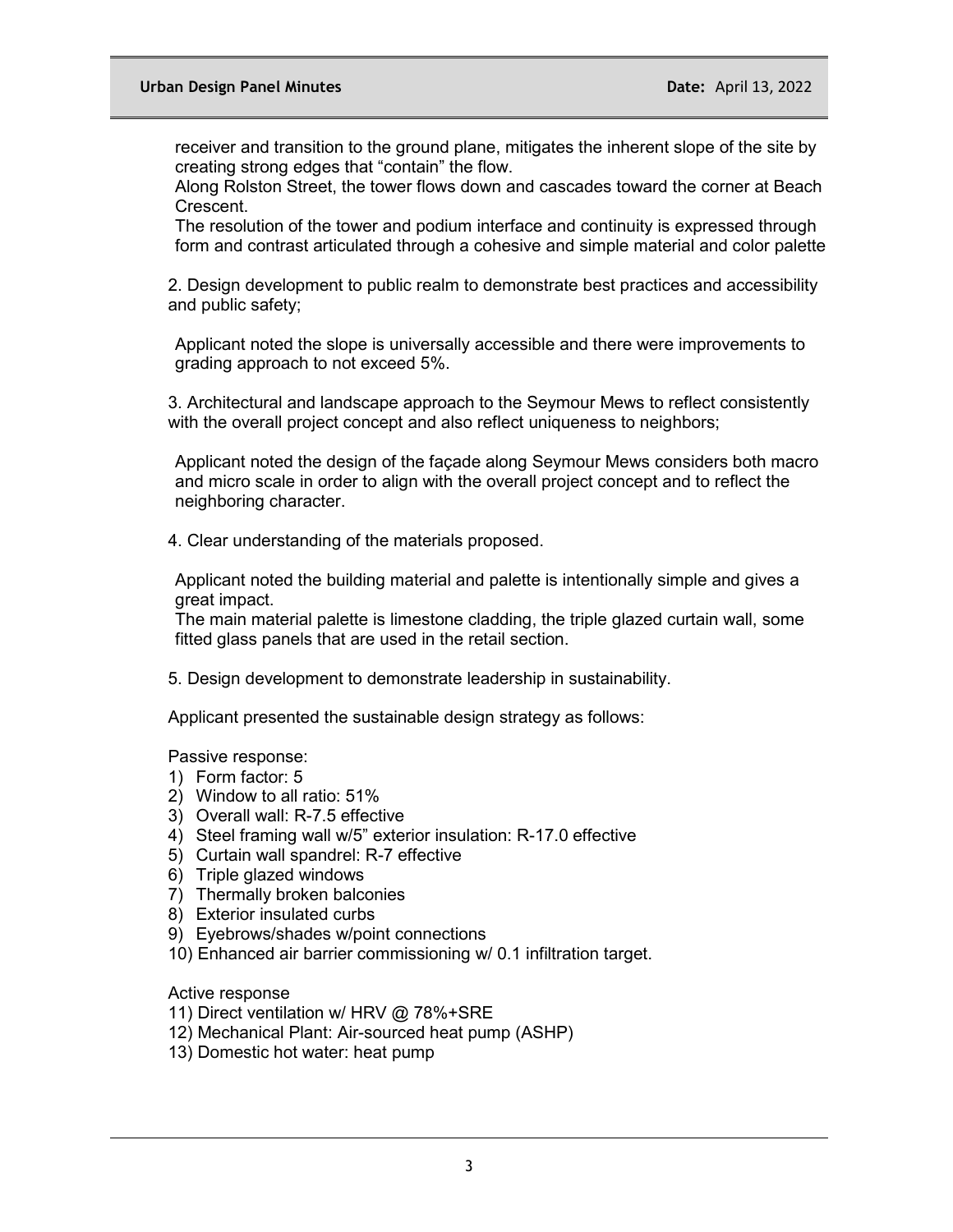receiver and transition to the ground plane, mitigates the inherent slope of the site by creating strong edges that "contain" the flow.

Along Rolston Street, the tower flows down and cascades toward the corner at Beach Crescent.

The resolution of the tower and podium interface and continuity is expressed through form and contrast articulated through a cohesive and simple material and color palette

2. Design development to public realm to demonstrate best practices and accessibility and public safety;

Applicant noted the slope is universally accessible and there were improvements to grading approach to not exceed 5%.

3. Architectural and landscape approach to the Seymour Mews to reflect consistently with the overall project concept and also reflect uniqueness to neighbors;

Applicant noted the design of the façade along Seymour Mews considers both macro and micro scale in order to align with the overall project concept and to reflect the neighboring character.

4. Clear understanding of the materials proposed.

Applicant noted the building material and palette is intentionally simple and gives a great impact.

The main material palette is limestone cladding, the triple glazed curtain wall, some fitted glass panels that are used in the retail section.

5. Design development to demonstrate leadership in sustainability.

Applicant presented the sustainable design strategy as follows:

Passive response:

1) Form factor: 5
2) Window to all ratio: 51%
3) Overall wall: R-7.5 effective
4) Steel framing wall w/5" exterior insulation: R-17.0 effective
5) Curtain wall spandrel: R-7 effective
6) Triple glazed windows
7) Thermally broken balconies
8) Exterior insulated curbs
9) Eyebrows/shades w/point connections
10) Enhanced air barrier commissioning w/ 0.1 infiltration target.

Active response

11) Direct ventilation w/ HRV @ 78%+SRE
12) Mechanical Plant: Air-sourced heat pump (ASHP)
13) Domestic hot water: heat pump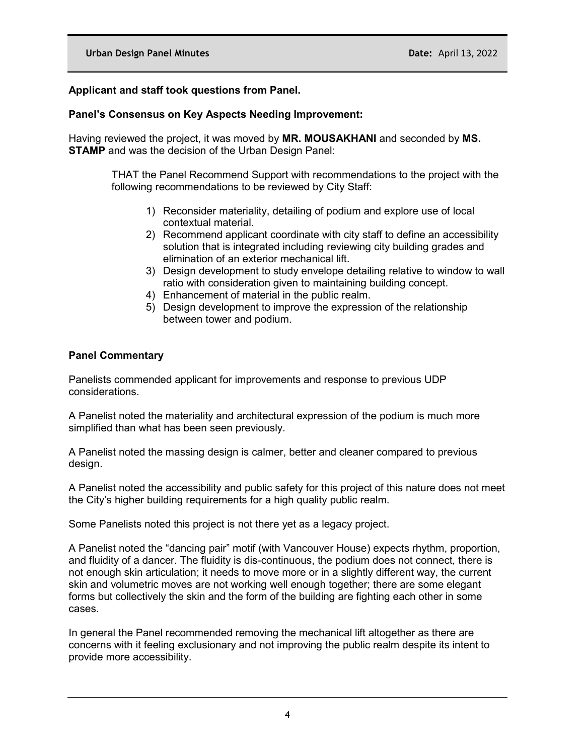**Applicant and staff took questions from Panel.**

**Panel's Consensus on Key Aspects Needing Improvement:**

Having reviewed the project, it was moved by **MR. MOUSAKHANI** and seconded by **MS. STAMP** and was the decision of the Urban Design Panel:

> THAT the Panel Recommend Support with recommendations to the project with the following recommendations to be reviewed by City Staff:
>
> 1) Reconsider materiality, detailing of podium and explore use of local contextual material.
> 2) Recommend applicant coordinate with city staff to define an accessibility solution that is integrated including reviewing city building grades and elimination of an exterior mechanical lift.
> 3) Design development to study envelope detailing relative to window to wall ratio with consideration given to maintaining building concept.
> 4) Enhancement of material in the public realm.
> 5) Design development to improve the expression of the relationship between tower and podium.

**Panel Commentary**

Panelists commended applicant for improvements and response to previous UDP considerations.

A Panelist noted the materiality and architectural expression of the podium is much more simplified than what has been seen previously.

A Panelist noted the massing design is calmer, better and cleaner compared to previous design.

A Panelist noted the accessibility and public safety for this project of this nature does not meet the City's higher building requirements for a high quality public realm.

Some Panelists noted this project is not there yet as a legacy project.

A Panelist noted the "dancing pair" motif (with Vancouver House) expects rhythm, proportion, and fluidity of a dancer. The fluidity is dis-continuous, the podium does not connect, there is not enough skin articulation; it needs to move more or in a slightly different way, the current skin and volumetric moves are not working well enough together; there are some elegant forms but collectively the skin and the form of the building are fighting each other in some cases.

In general the Panel recommended removing the mechanical lift altogether as there are concerns with it feeling exclusionary and not improving the public realm despite its intent to provide more accessibility.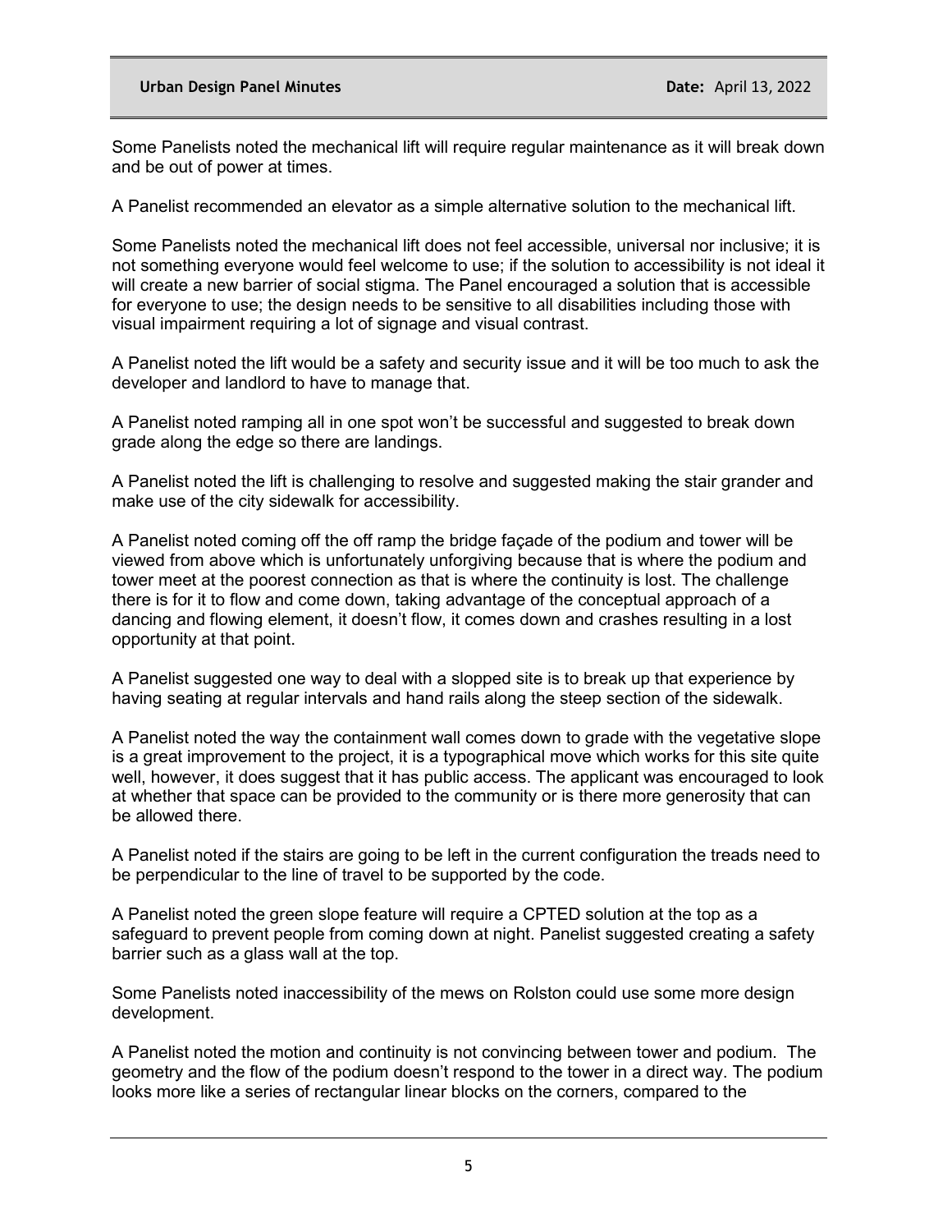Some Panelists noted the mechanical lift will require regular maintenance as it will break down and be out of power at times.

A Panelist recommended an elevator as a simple alternative solution to the mechanical lift.

Some Panelists noted the mechanical lift does not feel accessible, universal nor inclusive; it is not something everyone would feel welcome to use; if the solution to accessibility is not ideal it will create a new barrier of social stigma. The Panel encouraged a solution that is accessible for everyone to use; the design needs to be sensitive to all disabilities including those with visual impairment requiring a lot of signage and visual contrast.

A Panelist noted the lift would be a safety and security issue and it will be too much to ask the developer and landlord to have to manage that.

A Panelist noted ramping all in one spot won't be successful and suggested to break down grade along the edge so there are landings.

A Panelist noted the lift is challenging to resolve and suggested making the stair grander and make use of the city sidewalk for accessibility.

A Panelist noted coming off the off ramp the bridge façade of the podium and tower will be viewed from above which is unfortunately unforgiving because that is where the podium and tower meet at the poorest connection as that is where the continuity is lost. The challenge there is for it to flow and come down, taking advantage of the conceptual approach of a dancing and flowing element, it doesn't flow, it comes down and crashes resulting in a lost opportunity at that point.

A Panelist suggested one way to deal with a slopped site is to break up that experience by having seating at regular intervals and hand rails along the steep section of the sidewalk.

A Panelist noted the way the containment wall comes down to grade with the vegetative slope is a great improvement to the project, it is a typographical move which works for this site quite well, however, it does suggest that it has public access. The applicant was encouraged to look at whether that space can be provided to the community or is there more generosity that can be allowed there.

A Panelist noted if the stairs are going to be left in the current configuration the treads need to be perpendicular to the line of travel to be supported by the code.

A Panelist noted the green slope feature will require a CPTED solution at the top as a safeguard to prevent people from coming down at night. Panelist suggested creating a safety barrier such as a glass wall at the top.

Some Panelists noted inaccessibility of the mews on Rolston could use some more design development.

A Panelist noted the motion and continuity is not convincing between tower and podium. The geometry and the flow of the podium doesn't respond to the tower in a direct way. The podium looks more like a series of rectangular linear blocks on the corners, compared to the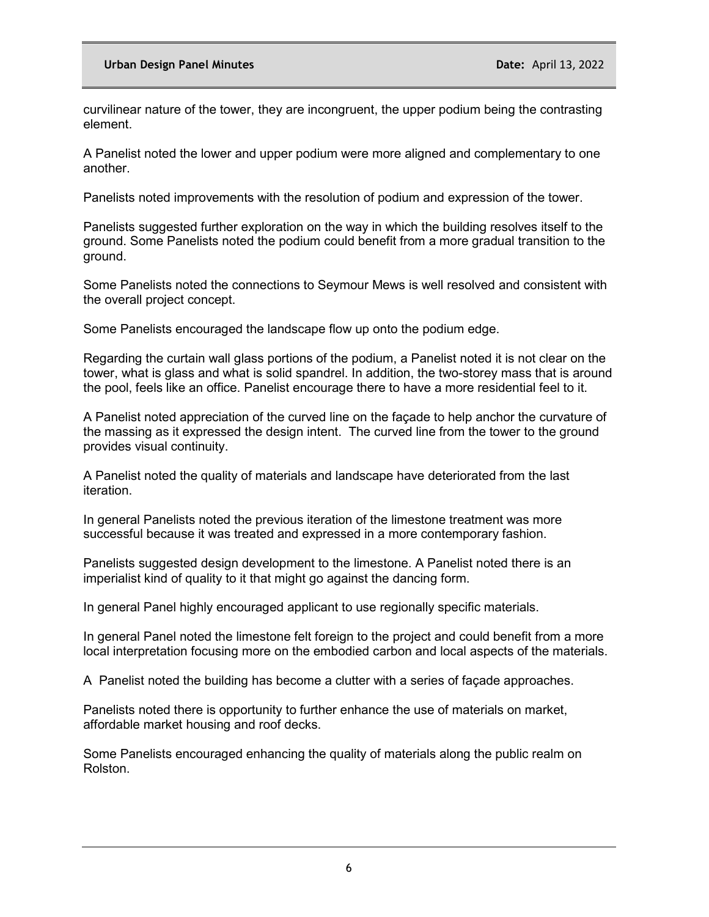curvilinear nature of the tower, they are incongruent, the upper podium being the contrasting element.

A Panelist noted the lower and upper podium were more aligned and complementary to one another.

Panelists noted improvements with the resolution of podium and expression of the tower.

Panelists suggested further exploration on the way in which the building resolves itself to the ground. Some Panelists noted the podium could benefit from a more gradual transition to the ground.

Some Panelists noted the connections to Seymour Mews is well resolved and consistent with the overall project concept.

Some Panelists encouraged the landscape flow up onto the podium edge.

Regarding the curtain wall glass portions of the podium, a Panelist noted it is not clear on the tower, what is glass and what is solid spandrel. In addition, the two-storey mass that is around the pool, feels like an office. Panelist encourage there to have a more residential feel to it.

A Panelist noted appreciation of the curved line on the façade to help anchor the curvature of the massing as it expressed the design intent. The curved line from the tower to the ground provides visual continuity.

A Panelist noted the quality of materials and landscape have deteriorated from the last iteration.

In general Panelists noted the previous iteration of the limestone treatment was more successful because it was treated and expressed in a more contemporary fashion.

Panelists suggested design development to the limestone. A Panelist noted there is an imperialist kind of quality to it that might go against the dancing form.

In general Panel highly encouraged applicant to use regionally specific materials.

In general Panel noted the limestone felt foreign to the project and could benefit from a more local interpretation focusing more on the embodied carbon and local aspects of the materials.

A Panelist noted the building has become a clutter with a series of façade approaches.

Panelists noted there is opportunity to further enhance the use of materials on market, affordable market housing and roof decks.

Some Panelists encouraged enhancing the quality of materials along the public realm on Rolston.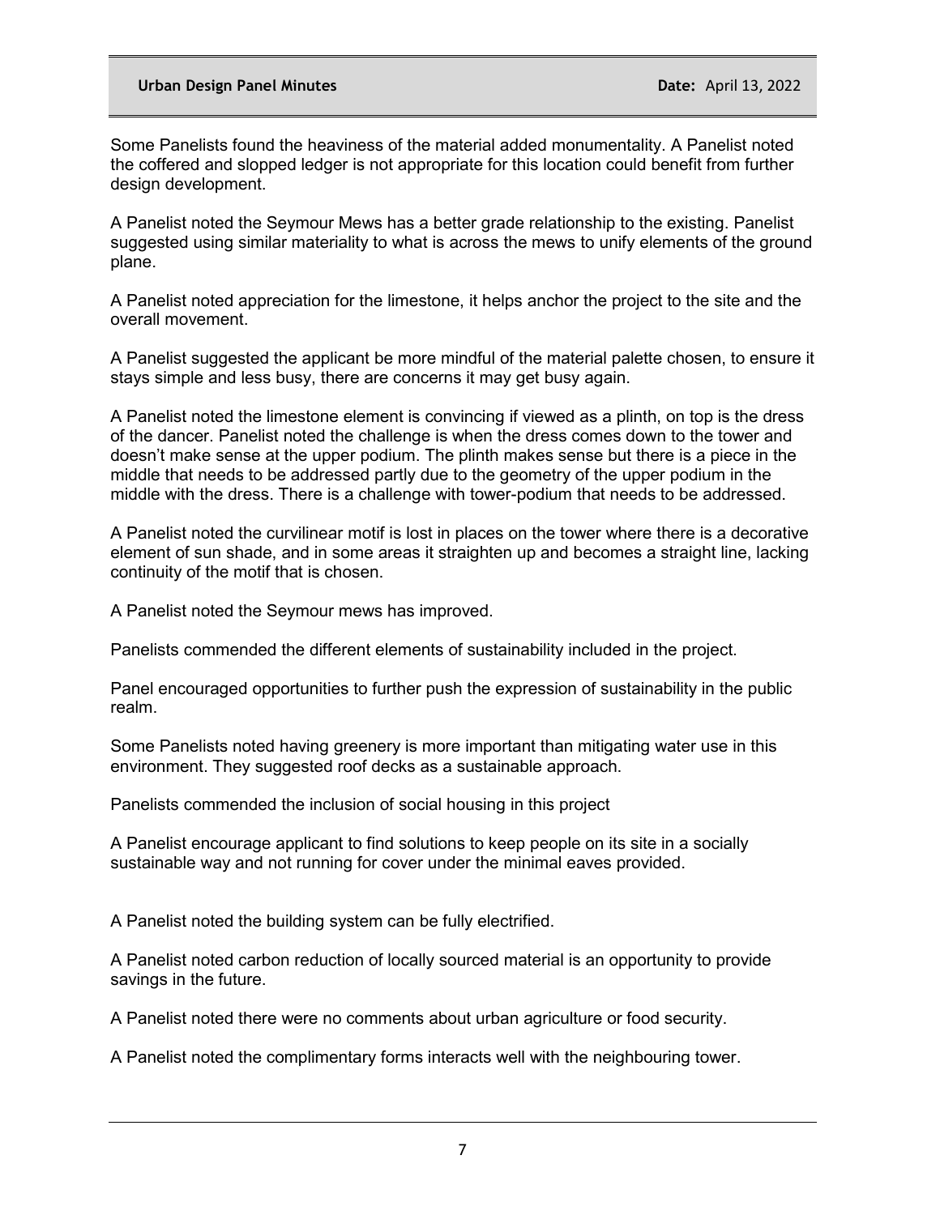Some Panelists found the heaviness of the material added monumentality. A Panelist noted the coffered and slopped ledger is not appropriate for this location could benefit from further design development.

A Panelist noted the Seymour Mews has a better grade relationship to the existing. Panelist suggested using similar materiality to what is across the mews to unify elements of the ground plane.

A Panelist noted appreciation for the limestone, it helps anchor the project to the site and the overall movement.

A Panelist suggested the applicant be more mindful of the material palette chosen, to ensure it stays simple and less busy, there are concerns it may get busy again.

A Panelist noted the limestone element is convincing if viewed as a plinth, on top is the dress of the dancer. Panelist noted the challenge is when the dress comes down to the tower and doesn't make sense at the upper podium. The plinth makes sense but there is a piece in the middle that needs to be addressed partly due to the geometry of the upper podium in the middle with the dress. There is a challenge with tower-podium that needs to be addressed.

A Panelist noted the curvilinear motif is lost in places on the tower where there is a decorative element of sun shade, and in some areas it straighten up and becomes a straight line, lacking continuity of the motif that is chosen.

A Panelist noted the Seymour mews has improved.

Panelists commended the different elements of sustainability included in the project.

Panel encouraged opportunities to further push the expression of sustainability in the public realm.

Some Panelists noted having greenery is more important than mitigating water use in this environment. They suggested roof decks as a sustainable approach.

Panelists commended the inclusion of social housing in this project

A Panelist encourage applicant to find solutions to keep people on its site in a socially sustainable way and not running for cover under the minimal eaves provided.

A Panelist noted the building system can be fully electrified.

A Panelist noted carbon reduction of locally sourced material is an opportunity to provide savings in the future.

A Panelist noted there were no comments about urban agriculture or food security.

A Panelist noted the complimentary forms interacts well with the neighbouring tower.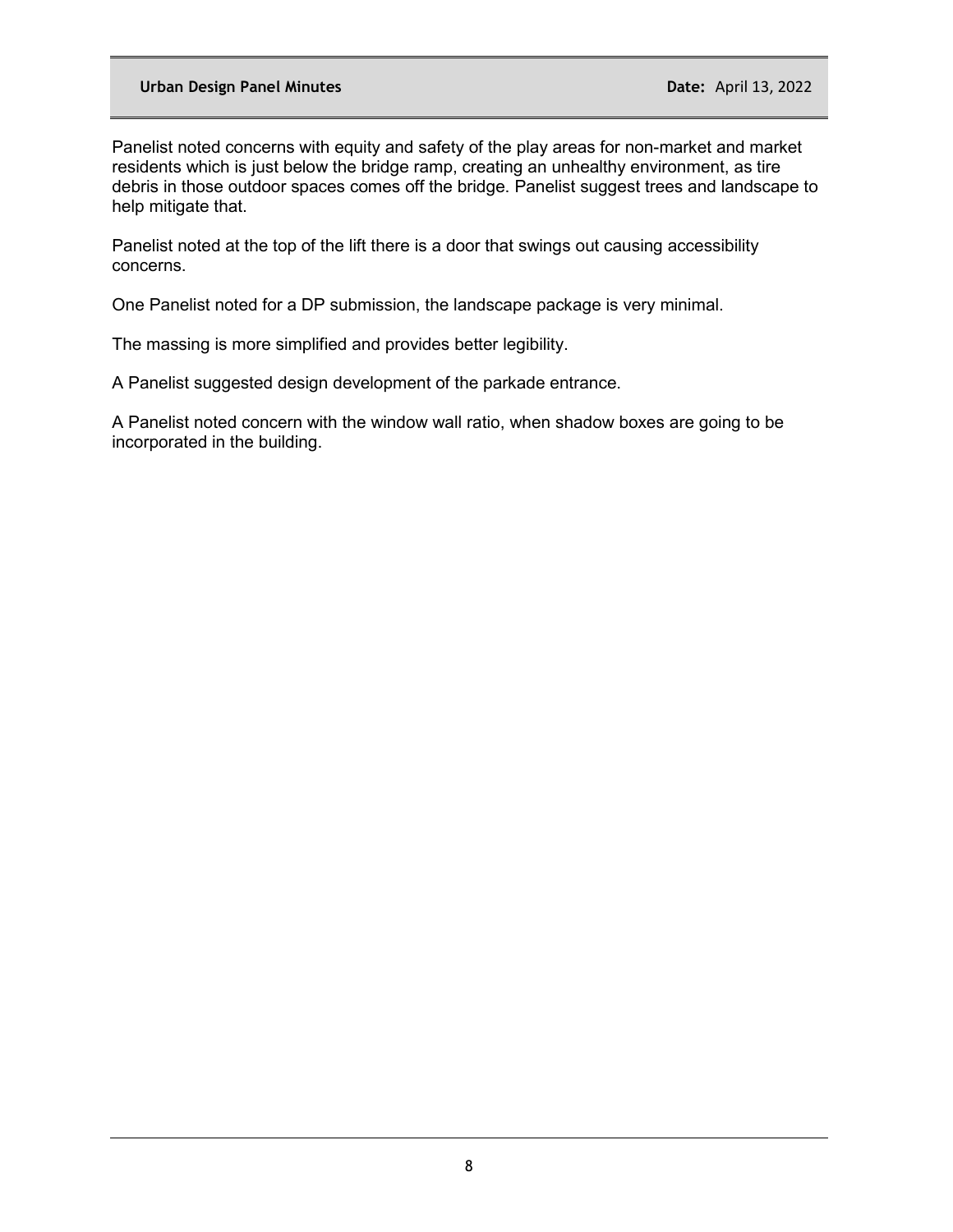Panelist noted concerns with equity and safety of the play areas for non-market and market residents which is just below the bridge ramp, creating an unhealthy environment, as tire debris in those outdoor spaces comes off the bridge. Panelist suggest trees and landscape to help mitigate that.

Panelist noted at the top of the lift there is a door that swings out causing accessibility concerns.

One Panelist noted for a DP submission, the landscape package is very minimal.

The massing is more simplified and provides better legibility.

A Panelist suggested design development of the parkade entrance.

A Panelist noted concern with the window wall ratio, when shadow boxes are going to be incorporated in the building.